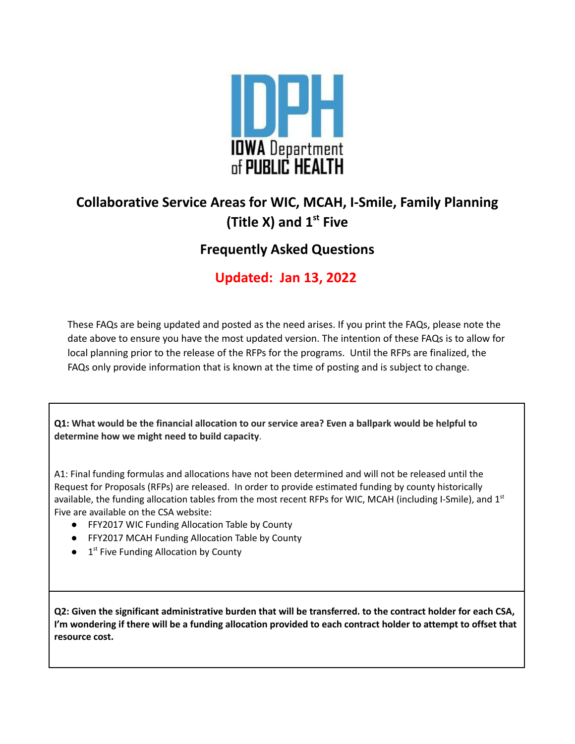# Collaborative Service Areas for WIC, MCAH, I-Smile, Family Planning (Title X) and 1st Five

## Frequently Asked Questions

### Updated: Jan 13, 2022

These FAQs are being updated and posted as the need arises. If you print the FAQs, please note the date above to ensure you have the most updated version. The intention of these FAQs is to allow for local planning prior to the release of the RFPs for the programs. Until the RFPs are finalized, the FAQs only provide information that is known at the time of posting and is subject to change.

**Q1: What would be the financial allocation to our service area? Even a ballpark would be helpful to determine how we might need to build capacity**.

A1: Final funding formulas and allocations have not been determined and will not be released until the Request for Proposals (RFPs) are released. In order to provide estimated funding by county historically available, the funding allocation tables from the most recent RFPs for WIC, MCAH (including I-Smile), and 1st Five are available on the CSA website:

- FFY2017 WIC Funding Allocation Table by County
- FFY2017 MCAH Funding Allocation Table by County
- 1st Five Funding Allocation by County

**Q2: Given the significant administrative burden that will be transferred. to the contract holder for each CSA, I'm wondering if there will be a funding allocation provided to each contract holder to attempt to offset that resource cost.**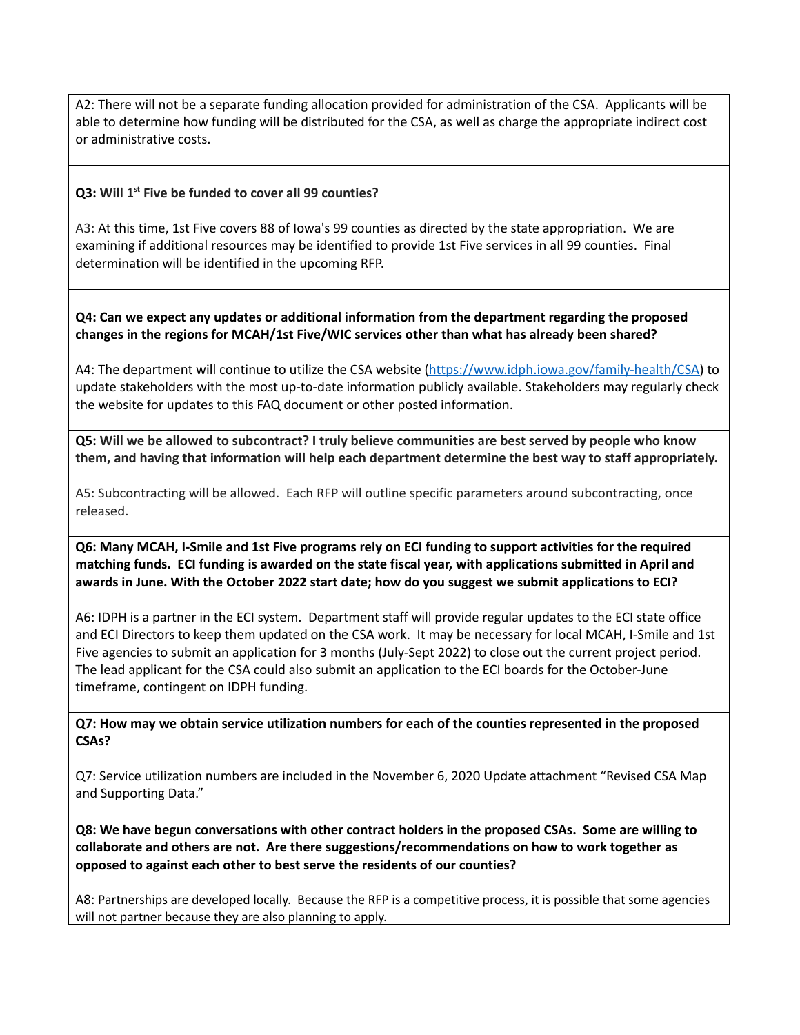A2: There will not be a separate funding allocation provided for administration of the CSA. Applicants will be able to determine how funding will be distributed for the CSA, as well as charge the appropriate indirect cost or administrative costs.

**Q3: Will 1st Five be funded to cover all 99 counties?**

A3: At this time, 1st Five covers 88 of Iowa's 99 counties as directed by the state appropriation. We are examining if additional resources may be identified to provide 1st Five services in all 99 counties. Final determination will be identified in the upcoming RFP.

**Q4: Can we expect any updates or additional information from the department regarding the proposed changes in the regions for MCAH/1st Five/WIC services other than what has already been shared?**

A4: The department will continue to utilize the CSA website (https://www.idph.iowa.gov/family-health/CSA) to update stakeholders with the most up-to-date information publicly available. Stakeholders may regularly check the website for updates to this FAQ document or other posted information.

**Q5: Will we be allowed to subcontract? I truly believe communities are best served by people who know them, and having that information will help each department determine the best way to staff appropriately.**

A5: Subcontracting will be allowed. Each RFP will outline specific parameters around subcontracting, once released.

**Q6: Many MCAH, I-Smile and 1st Five programs rely on ECI funding to support activities for the required matching funds. ECI funding is awarded on the state fiscal year, with applications submitted in April and awards in June. With the October 2022 start date; how do you suggest we submit applications to ECI?**

A6: IDPH is a partner in the ECI system. Department staff will provide regular updates to the ECI state office and ECI Directors to keep them updated on the CSA work. It may be necessary for local MCAH, I-Smile and 1st Five agencies to submit an application for 3 months (July-Sept 2022) to close out the current project period. The lead applicant for the CSA could also submit an application to the ECI boards for the October-June timeframe, contingent on IDPH funding.

**Q7: How may we obtain service utilization numbers for each of the counties represented in the proposed CSAs?**

Q7: Service utilization numbers are included in the November 6, 2020 Update attachment "Revised CSA Map and Supporting Data."

**Q8: We have begun conversations with other contract holders in the proposed CSAs. Some are willing to collaborate and others are not. Are there suggestions/recommendations on how to work together as opposed to against each other to best serve the residents of our counties?**

A8: Partnerships are developed locally. Because the RFP is a competitive process, it is possible that some agencies will not partner because they are also planning to apply.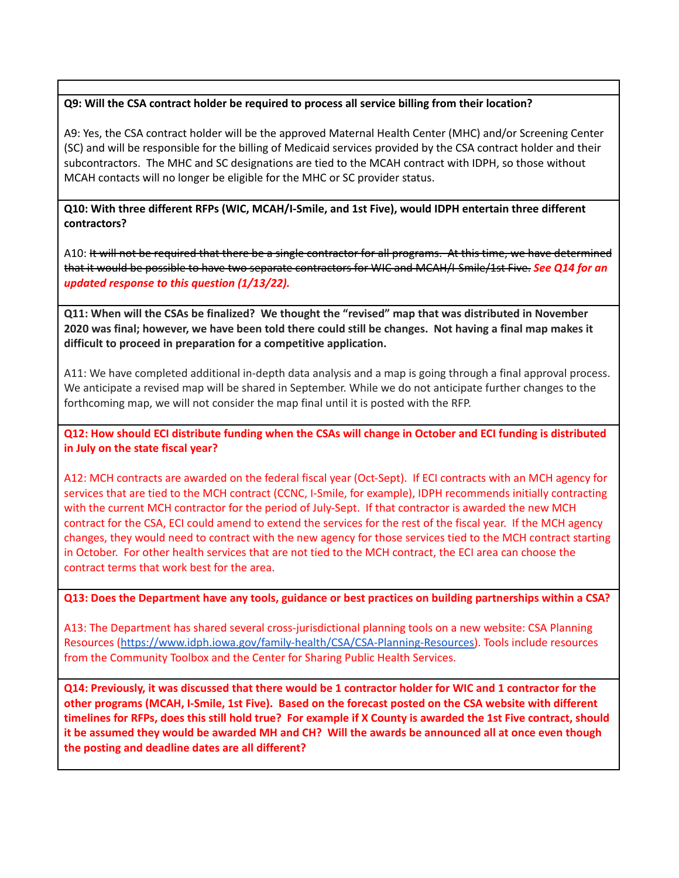**Q9: Will the CSA contract holder be required to process all service billing from their location?**

A9: Yes, the CSA contract holder will be the approved Maternal Health Center (MHC) and/or Screening Center (SC) and will be responsible for the billing of Medicaid services provided by the CSA contract holder and their subcontractors. The MHC and SC designations are tied to the MCAH contract with IDPH, so those without MCAH contacts will no longer be eligible for the MHC or SC provider status.

**Q10: With three different RFPs (WIC, MCAH/I-Smile, and 1st Five), would IDPH entertain three different contractors?**

A10: ~~It will not be required that there be a single contractor for all programs. At this time, we have determined that it would be possible to have two separate contractors for WIC and MCAH/I-Smile/1st Five.~~ ***See Q14 for an updated response to this question (1/13/22).***

**Q11: When will the CSAs be finalized? We thought the "revised" map that was distributed in November 2020 was final; however, we have been told there could still be changes. Not having a final map makes it difficult to proceed in preparation for a competitive application.**

A11: We have completed additional in-depth data analysis and a map is going through a final approval process. We anticipate a revised map will be shared in September. While we do not anticipate further changes to the forthcoming map, we will not consider the map final until it is posted with the RFP.

**Q12: How should ECI distribute funding when the CSAs will change in October and ECI funding is distributed in July on the state fiscal year?**

A12: MCH contracts are awarded on the federal fiscal year (Oct-Sept). If ECI contracts with an MCH agency for services that are tied to the MCH contract (CCNC, I-Smile, for example), IDPH recommends initially contracting with the current MCH contractor for the period of July-Sept. If that contractor is awarded the new MCH contract for the CSA, ECI could amend to extend the services for the rest of the fiscal year. If the MCH agency changes, they would need to contract with the new agency for those services tied to the MCH contract starting in October. For other health services that are not tied to the MCH contract, the ECI area can choose the contract terms that work best for the area.

**Q13: Does the Department have any tools, guidance or best practices on building partnerships within a CSA?**

A13: The Department has shared several cross-jurisdictional planning tools on a new website: CSA Planning Resources (https://www.idph.iowa.gov/family-health/CSA/CSA-Planning-Resources). Tools include resources from the Community Toolbox and the Center for Sharing Public Health Services.

**Q14: Previously, it was discussed that there would be 1 contractor holder for WIC and 1 contractor for the other programs (MCAH, I-Smile, 1st Five). Based on the forecast posted on the CSA website with different timelines for RFPs, does this still hold true? For example if X County is awarded the 1st Five contract, should it be assumed they would be awarded MH and CH? Will the awards be announced all at once even though the posting and deadline dates are all different?**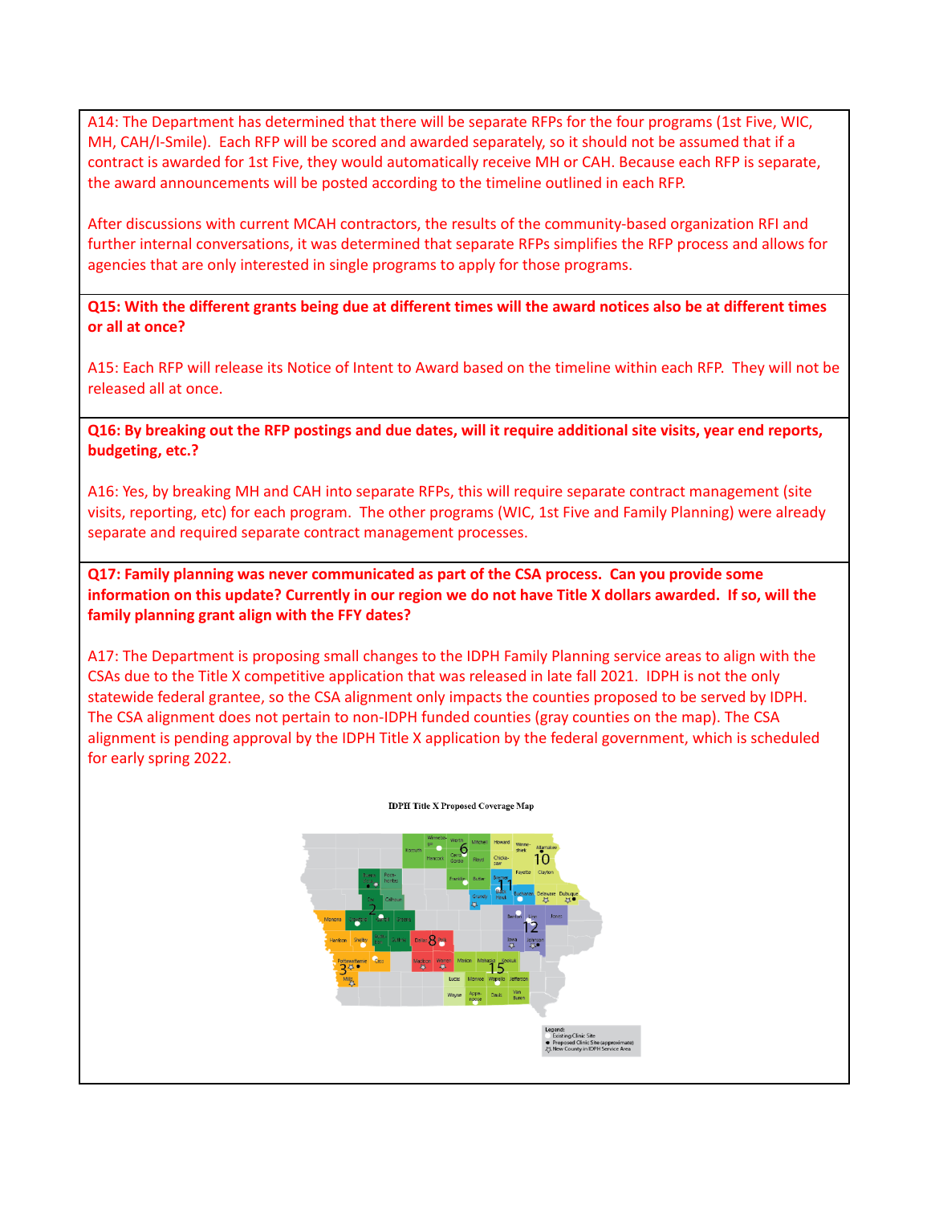A14: The Department has determined that there will be separate RFPs for the four programs (1st Five, WIC, MH, CAH/I-Smile). Each RFP will be scored and awarded separately, so it should not be assumed that if a contract is awarded for 1st Five, they would automatically receive MH or CAH. Because each RFP is separate, the award announcements will be posted according to the timeline outlined in each RFP.

After discussions with current MCAH contractors, the results of the community-based organization RFI and further internal conversations, it was determined that separate RFPs simplifies the RFP process and allows for agencies that are only interested in single programs to apply for those programs.

**Q15: With the different grants being due at different times will the award notices also be at different times or all at once?**

A15: Each RFP will release its Notice of Intent to Award based on the timeline within each RFP. They will not be released all at once.

**Q16: By breaking out the RFP postings and due dates, will it require additional site visits, year end reports, budgeting, etc.?**

A16: Yes, by breaking MH and CAH into separate RFPs, this will require separate contract management (site visits, reporting, etc) for each program. The other programs (WIC, 1st Five and Family Planning) were already separate and required separate contract management processes.

**Q17: Family planning was never communicated as part of the CSA process. Can you provide some information on this update? Currently in our region we do not have Title X dollars awarded. If so, will the family planning grant align with the FFY dates?**

A17: The Department is proposing small changes to the IDPH Family Planning service areas to align with the CSAs due to the Title X competitive application that was released in late fall 2021. IDPH is not the only statewide federal grantee, so the CSA alignment only impacts the counties proposed to be served by IDPH. The CSA alignment does not pertain to non-IDPH funded counties (gray counties on the map). The CSA alignment is pending approval by the IDPH Title X application by the federal government, which is scheduled for early spring 2022.

IDPH Title X Proposed Coverage Map

Legend:
- Existing Clinic Site
- Proposed Clinic Site (approximate)
- New County in IDPH Service Area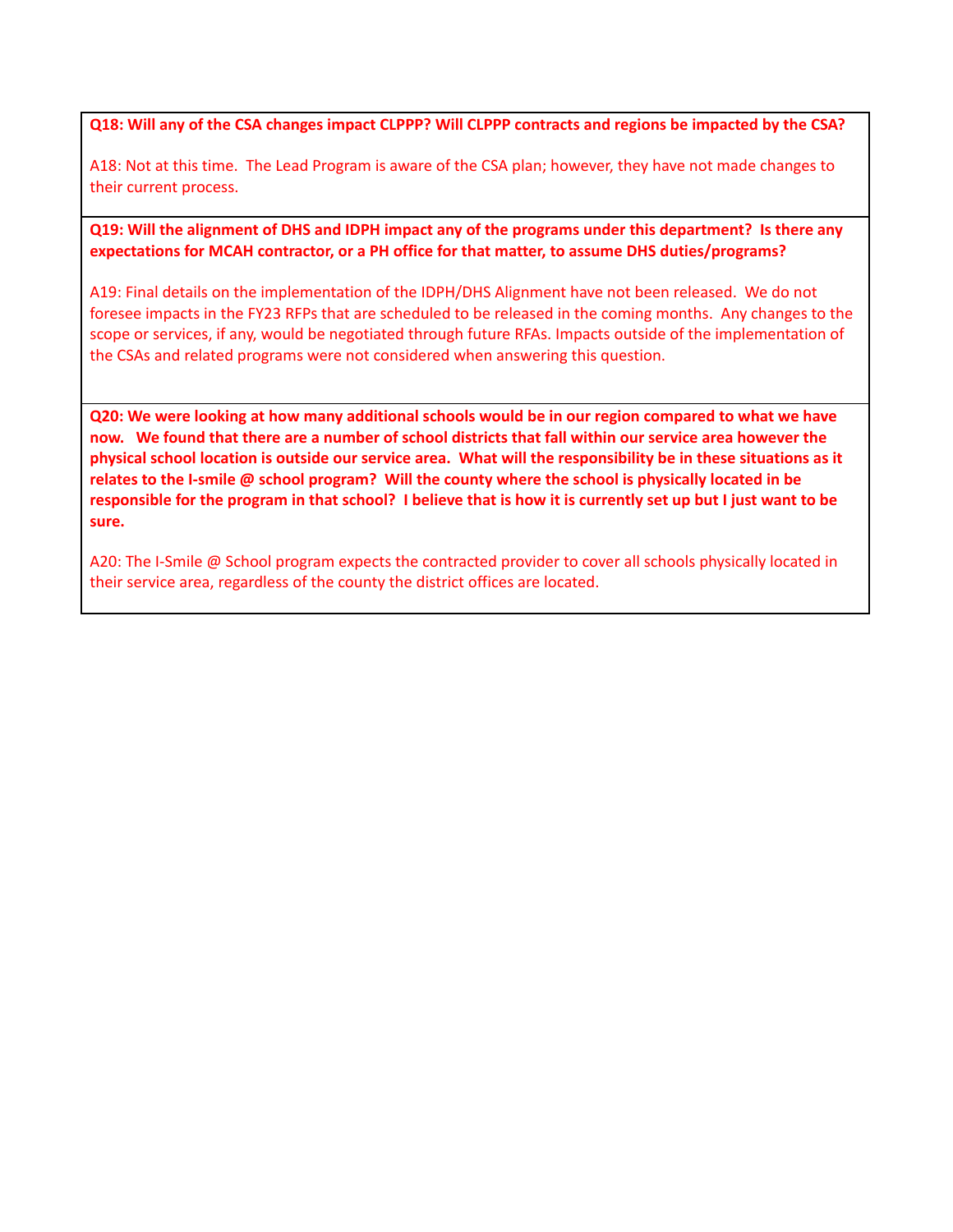**Q18: Will any of the CSA changes impact CLPPP? Will CLPPP contracts and regions be impacted by the CSA?**

A18: Not at this time. The Lead Program is aware of the CSA plan; however, they have not made changes to their current process.

**Q19: Will the alignment of DHS and IDPH impact any of the programs under this department? Is there any expectations for MCAH contractor, or a PH office for that matter, to assume DHS duties/programs?**

A19: Final details on the implementation of the IDPH/DHS Alignment have not been released. We do not foresee impacts in the FY23 RFPs that are scheduled to be released in the coming months. Any changes to the scope or services, if any, would be negotiated through future RFAs. Impacts outside of the implementation of the CSAs and related programs were not considered when answering this question.

**Q20: We were looking at how many additional schools would be in our region compared to what we have now. We found that there are a number of school districts that fall within our service area however the physical school location is outside our service area. What will the responsibility be in these situations as it relates to the I-smile @ school program? Will the county where the school is physically located in be responsible for the program in that school? I believe that is how it is currently set up but I just want to be sure.**

A20: The I-Smile @ School program expects the contracted provider to cover all schools physically located in their service area, regardless of the county the district offices are located.